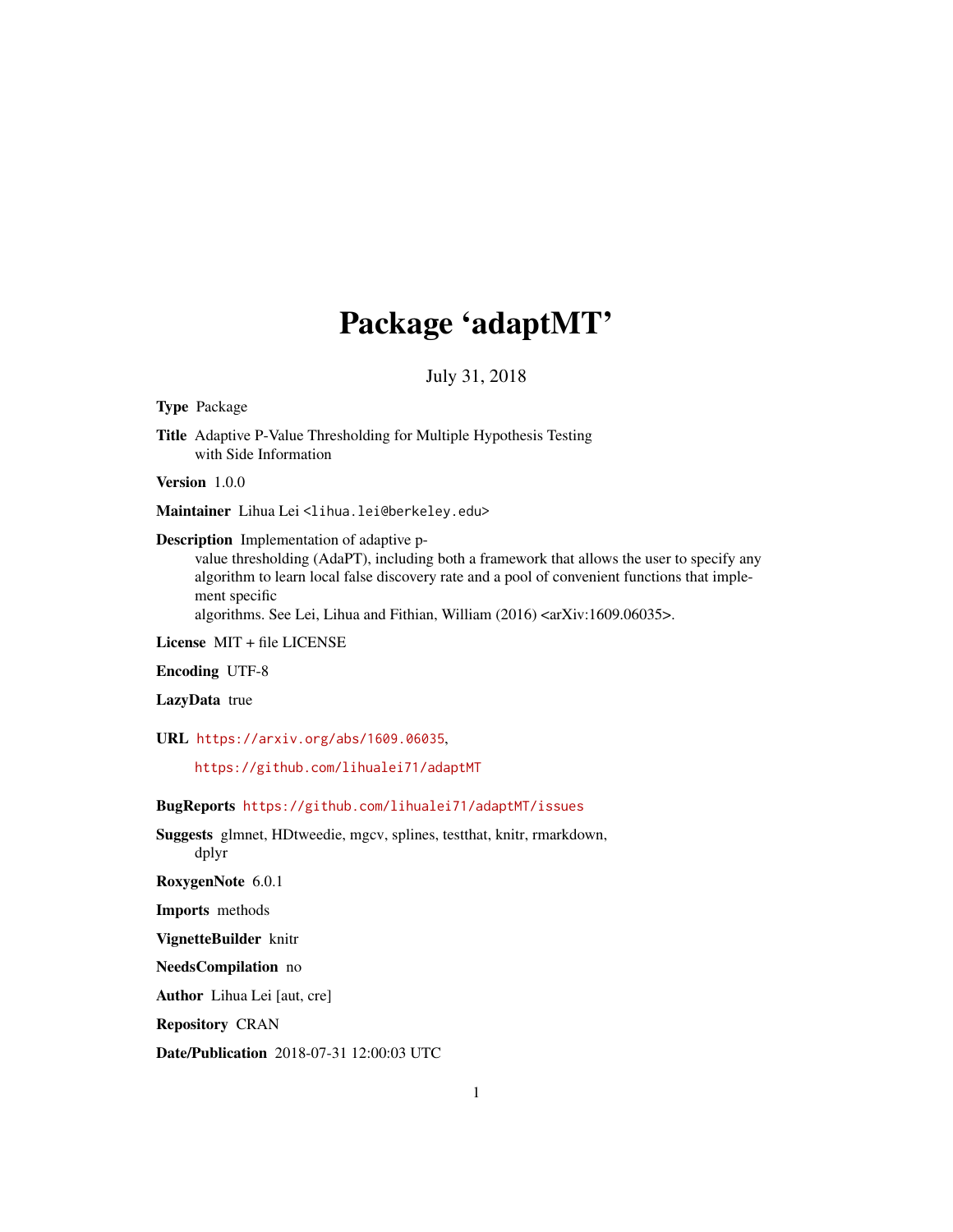# Package 'adaptMT'

July 31, 2018

**Type** Package

**Title** Adaptive P-Value Thresholding for Multiple Hypothesis Testing with Side Information

**Version** 1.0.0

**Maintainer** Lihua Lei <lihua.lei@berkeley.edu>

**Description** Implementation of adaptive p-value thresholding (AdaPT), including both a framework that allows the user to specify any algorithm to learn local false discovery rate and a pool of convenient functions that implement specific algorithms. See Lei, Lihua and Fithian, William (2016) <arXiv:1609.06035>.

**License** MIT + file LICENSE

**Encoding** UTF-8

**LazyData** true

**URL** https://arxiv.org/abs/1609.06035, https://github.com/lihualei71/adaptMT

**BugReports** https://github.com/lihualei71/adaptMT/issues

**Suggests** glmnet, HDtweedie, mgcv, splines, testthat, knitr, rmarkdown, dplyr

**RoxygenNote** 6.0.1

**Imports** methods

**VignetteBuilder** knitr

**NeedsCompilation** no

**Author** Lihua Lei [aut, cre]

**Repository** CRAN

**Date/Publication** 2018-07-31 12:00:03 UTC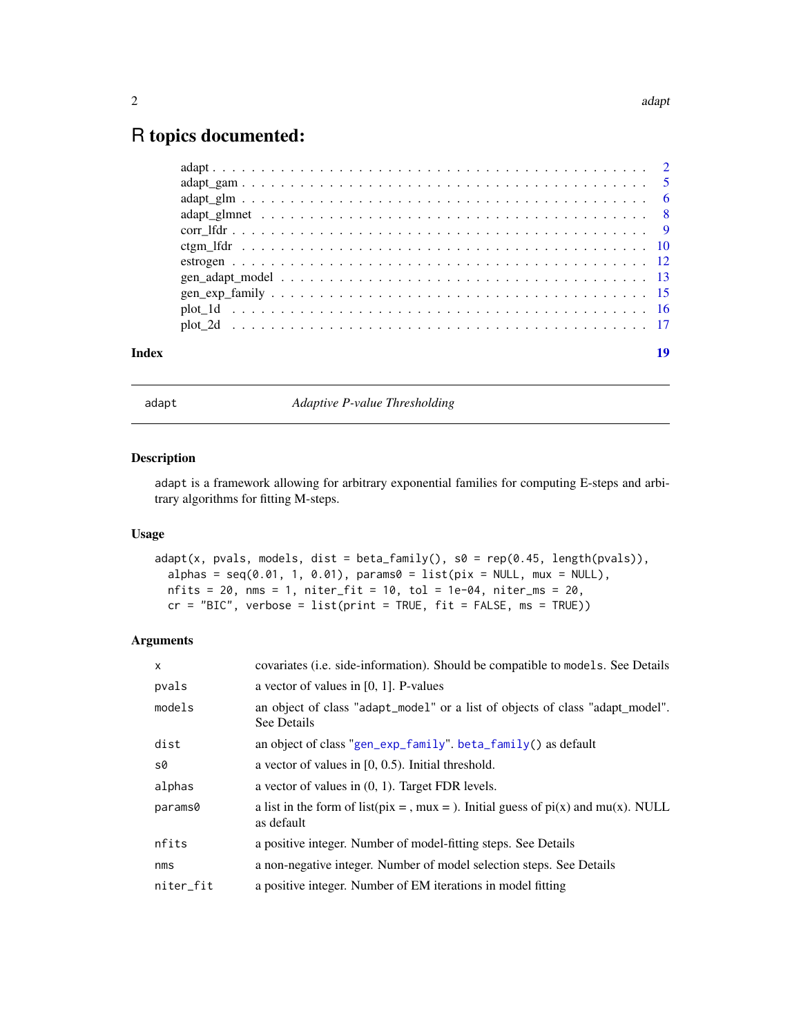# R topics documented:

| | |
|---|---|
| adapt | 2 |
| adapt_gam | 5 |
| adapt_glm | 6 |
| adapt_glmnet | 8 |
| corr_lfdr | 9 |
| ctgm_lfdr | 10 |
| estrogen | 12 |
| gen_adapt_model | 13 |
| gen_exp_family | 15 |
| plot_1d | 16 |
| plot_2d | 17 |

**Index** 19

---

`adapt` *Adaptive P-value Thresholding*

---

### Description

`adapt` is a framework allowing for arbitrary exponential families for computing E-steps and arbitrary algorithms for fitting M-steps.

### Usage

```
adapt(x, pvals, models, dist = beta_family(), s0 = rep(0.45, length(pvals)),
  alphas = seq(0.01, 1, 0.01), params0 = list(pix = NULL, mux = NULL),
  nfits = 20, nms = 1, niter_fit = 10, tol = 1e-04, niter_ms = 20,
  cr = "BIC", verbose = list(print = TRUE, fit = FALSE, ms = TRUE))
```

### Arguments

| | |
|---|---|
| `x` | covariates (i.e. side-information). Should be compatible to `models`. See Details |
| `pvals` | a vector of values in [0, 1]. P-values |
| `models` | an object of class "adapt_model" or a list of objects of class "adapt_model". See Details |
| `dist` | an object of class "`gen_exp_family`". `beta_family()` as default |
| `s0` | a vector of values in [0, 0.5). Initial threshold. |
| `alphas` | a vector of values in (0, 1). Target FDR levels. |
| `params0` | a list in the form of list(pix = , mux = ). Initial guess of pi(x) and mu(x). NULL as default |
| `nfits` | a positive integer. Number of model-fitting steps. See Details |
| `nms` | a non-negative integer. Number of model selection steps. See Details |
| `niter_fit` | a positive integer. Number of EM iterations in model fitting |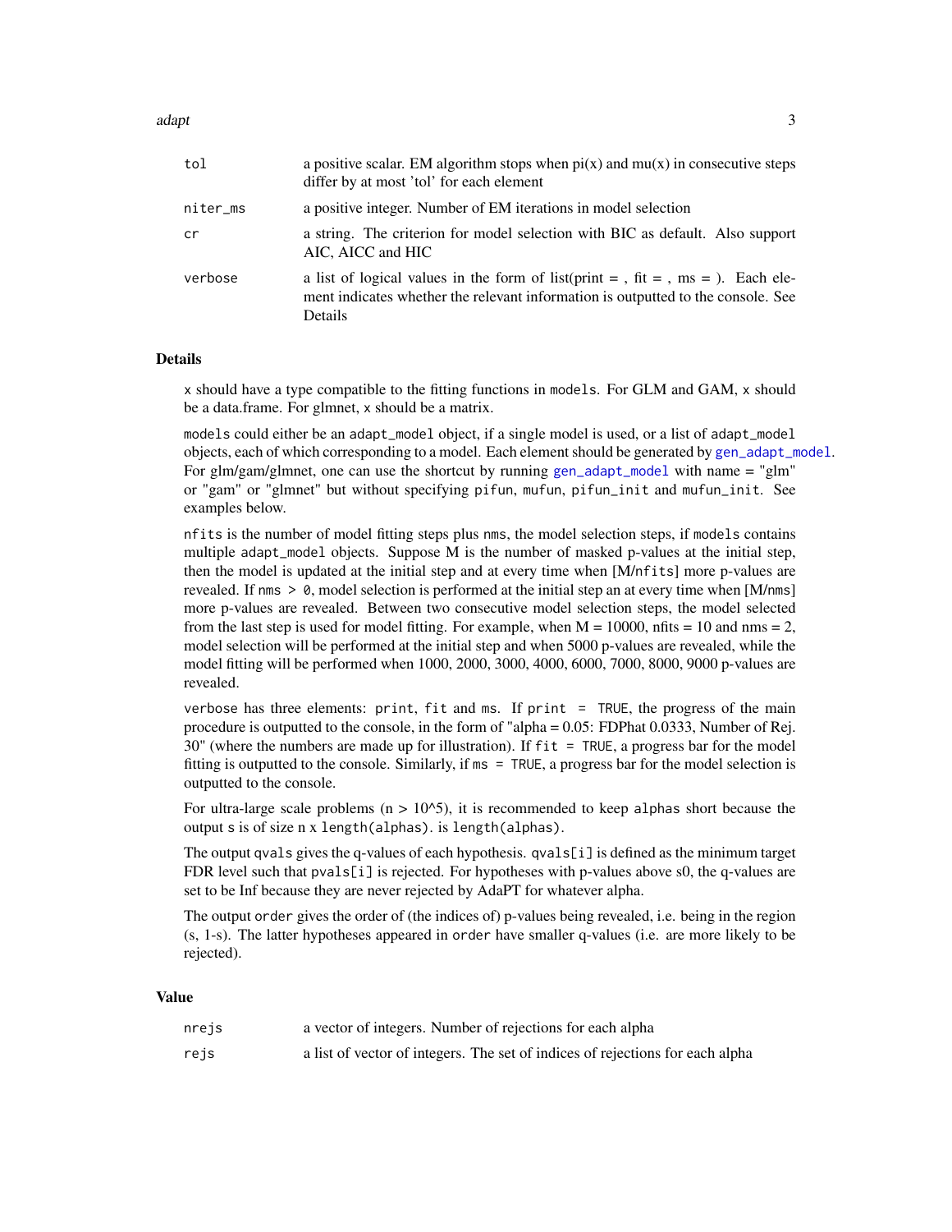| | |
|---|---|
| tol | a positive scalar. EM algorithm stops when pi(x) and mu(x) in consecutive steps differ by at most 'tol' for each element |
| niter_ms | a positive integer. Number of EM iterations in model selection |
| cr | a string. The criterion for model selection with BIC as default. Also support AIC, AICC and HIC |
| verbose | a list of logical values in the form of list(print = , fit = , ms = ). Each element indicates whether the relevant information is outputted to the console. See Details |

## Details

x should have a type compatible to the fitting functions in models. For GLM and GAM, x should be a data.frame. For glmnet, x should be a matrix.

models could either be an adapt_model object, if a single model is used, or a list of adapt_model objects, each of which corresponding to a model. Each element should be generated by gen_adapt_model. For glm/gam/glmnet, one can use the shortcut by running gen_adapt_model with name = "glm" or "gam" or "glmnet" but without specifying pifun, mufun, pifun_init and mufun_init. See examples below.

nfits is the number of model fitting steps plus nms, the model selection steps, if models contains multiple adapt_model objects. Suppose M is the number of masked p-values at the initial step, then the model is updated at the initial step and at every time when [M/nfits] more p-values are revealed. If nms > 0, model selection is performed at the initial step an at every time when [M/nms] more p-values are revealed. Between two consecutive model selection steps, the model selected from the last step is used for model fitting. For example, when M = 10000, nfits = 10 and nms = 2, model selection will be performed at the initial step and when 5000 p-values are revealed, while the model fitting will be performed when 1000, 2000, 3000, 4000, 6000, 7000, 8000, 9000 p-values are revealed.

verbose has three elements: print, fit and ms. If print = TRUE, the progress of the main procedure is outputted to the console, in the form of "alpha = 0.05: FDPhat 0.0333, Number of Rej. 30" (where the numbers are made up for illustration). If fit = TRUE, a progress bar for the model fitting is outputted to the console. Similarly, if ms = TRUE, a progress bar for the model selection is outputted to the console.

For ultra-large scale problems (n > 10^5), it is recommended to keep alphas short because the output s is of size n x length(alphas). is length(alphas).

The output qvals gives the q-values of each hypothesis. qvals[i] is defined as the minimum target FDR level such that pvals[i] is rejected. For hypotheses with p-values above s0, the q-values are set to be Inf because they are never rejected by AdaPT for whatever alpha.

The output order gives the order of (the indices of) p-values being revealed, i.e. being in the region (s, 1-s). The latter hypotheses appeared in order have smaller q-values (i.e. are more likely to be rejected).

## Value

| | |
|---|---|
| nrejs | a vector of integers. Number of rejections for each alpha |
| rejs | a list of vector of integers. The set of indices of rejections for each alpha |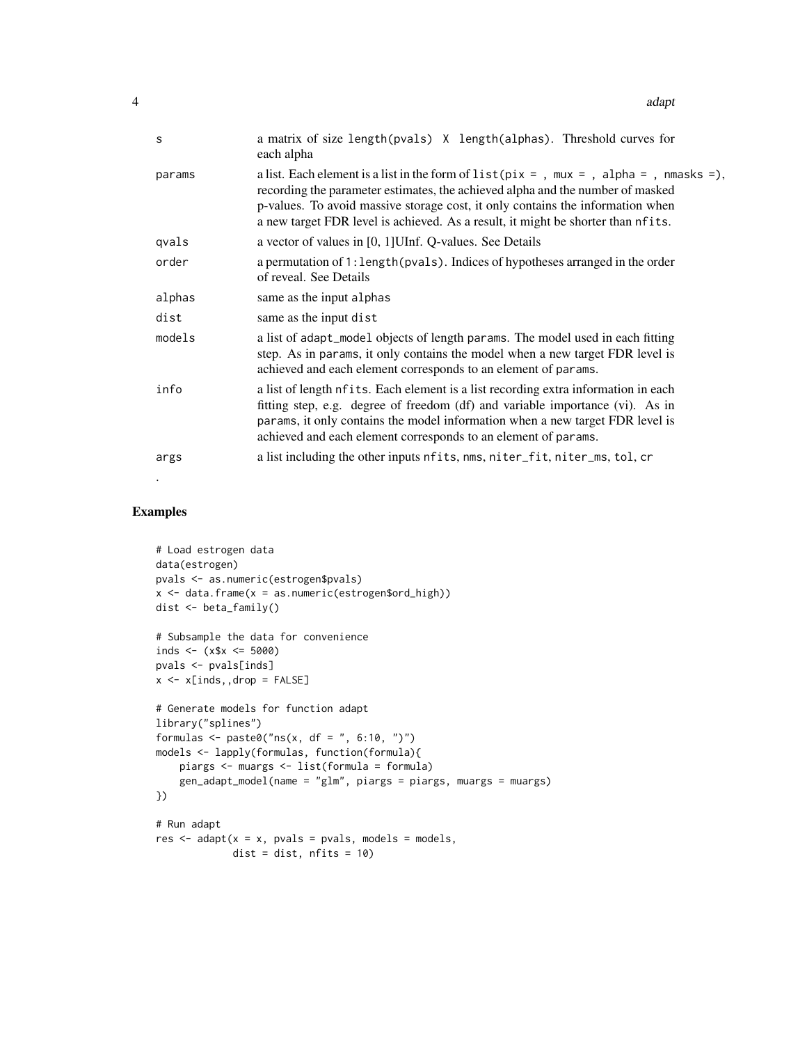| | |
|---|---|
| s | a matrix of size length(pvals) X length(alphas). Threshold curves for each alpha |
| params | a list. Each element is a list in the form of list(pix = , mux = , alpha = , nmasks =), recording the parameter estimates, the achieved alpha and the number of masked p-values. To avoid massive storage cost, it only contains the information when a new target FDR level is achieved. As a result, it might be shorter than nfits. |
| qvals | a vector of values in [0, 1]UInf. Q-values. See Details |
| order | a permutation of 1:length(pvals). Indices of hypotheses arranged in the order of reveal. See Details |
| alphas | same as the input alphas |
| dist | same as the input dist |
| models | a list of adapt_model objects of length params. The model used in each fitting step. As in params, it only contains the model when a new target FDR level is achieved and each element corresponds to an element of params. |
| info | a list of length nfits. Each element is a list recording extra information in each fitting step, e.g. degree of freedom (df) and variable importance (vi). As in params, it only contains the model information when a new target FDR level is achieved and each element corresponds to an element of params. |
| args | a list including the other inputs nfits, nms, niter_fit, niter_ms, tol, cr |

.

## Examples

```
# Load estrogen data
data(estrogen)
pvals <- as.numeric(estrogen$pvals)
x <- data.frame(x = as.numeric(estrogen$ord_high))
dist <- beta_family()

# Subsample the data for convenience
inds <- (x$x <= 5000)
pvals <- pvals[inds]
x <- x[inds,,drop = FALSE]

# Generate models for function adapt
library("splines")
formulas <- paste0("ns(x, df = ", 6:10, ")")
models <- lapply(formulas, function(formula){
    piargs <- muargs <- list(formula = formula)
    gen_adapt_model(name = "glm", piargs = piargs, muargs = muargs)
})

# Run adapt
res <- adapt(x = x, pvals = pvals, models = models,
             dist = dist, nfits = 10)
```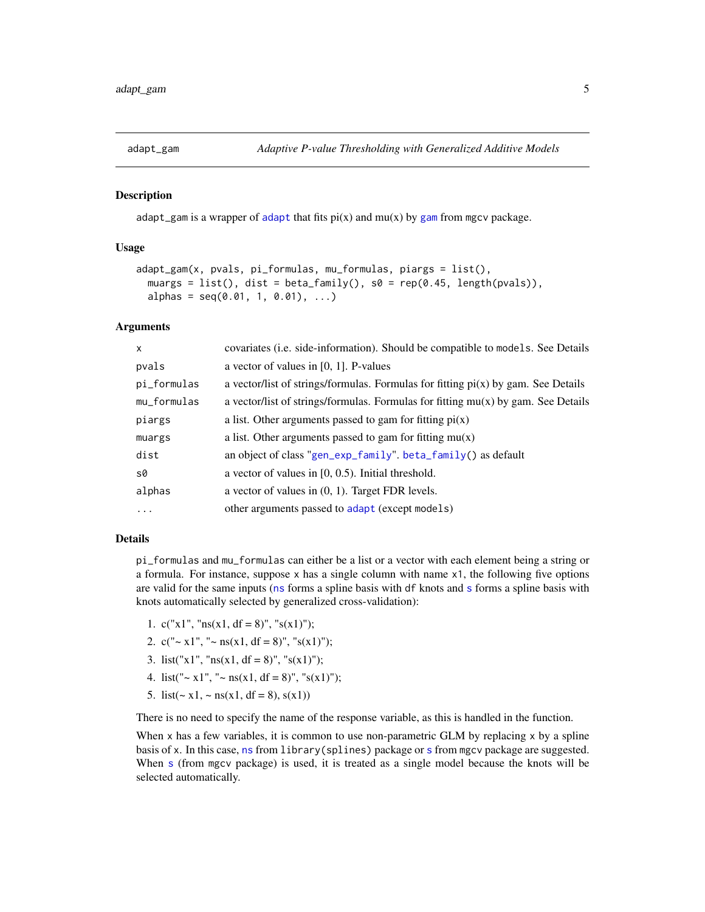## adapt_gam — *Adaptive P-value Thresholding with Generalized Additive Models*

### Description

adapt_gam is a wrapper of `adapt` that fits pi(x) and mu(x) by `gam` from mgcv package.

### Usage

```
adapt_gam(x, pvals, pi_formulas, mu_formulas, piargs = list(),
  muargs = list(), dist = beta_family(), s0 = rep(0.45, length(pvals)),
  alphas = seq(0.01, 1, 0.01), ...)
```

### Arguments

| | |
|---|---|
| `x` | covariates (i.e. side-information). Should be compatible to `models`. See Details |
| `pvals` | a vector of values in [0, 1]. P-values |
| `pi_formulas` | a vector/list of strings/formulas. Formulas for fitting pi(x) by gam. See Details |
| `mu_formulas` | a vector/list of strings/formulas. Formulas for fitting mu(x) by gam. See Details |
| `piargs` | a list. Other arguments passed to gam for fitting pi(x) |
| `muargs` | a list. Other arguments passed to gam for fitting mu(x) |
| `dist` | an object of class "`gen_exp_family`". `beta_family()` as default |
| `s0` | a vector of values in [0, 0.5). Initial threshold. |
| `alphas` | a vector of values in (0, 1). Target FDR levels. |
| `...` | other arguments passed to `adapt` (except `models`) |

### Details

`pi_formulas` and `mu_formulas` can either be a list or a vector with each element being a string or a formula. For instance, suppose `x` has a single column with name `x1`, the following five options are valid for the same inputs (`ns` forms a spline basis with `df` knots and `s` forms a spline basis with knots automatically selected by generalized cross-validation):

1. c("x1", "ns(x1, df = 8)", "s(x1)");
2. c("~ x1", "~ ns(x1, df = 8)", "s(x1)");
3. list("x1", "ns(x1, df = 8)", "s(x1)");
4. list("~ x1", "~ ns(x1, df = 8)", "s(x1)");
5. list(~ x1, ~ ns(x1, df = 8), s(x1))

There is no need to specify the name of the response variable, as this is handled in the function.

When `x` has a few variables, it is common to use non-parametric GLM by replacing `x` by a spline basis of `x`. In this case, `ns` from `library(splines)` package or `s` from mgcv package are suggested. When `s` (from mgcv package) is used, it is treated as a single model because the knots will be selected automatically.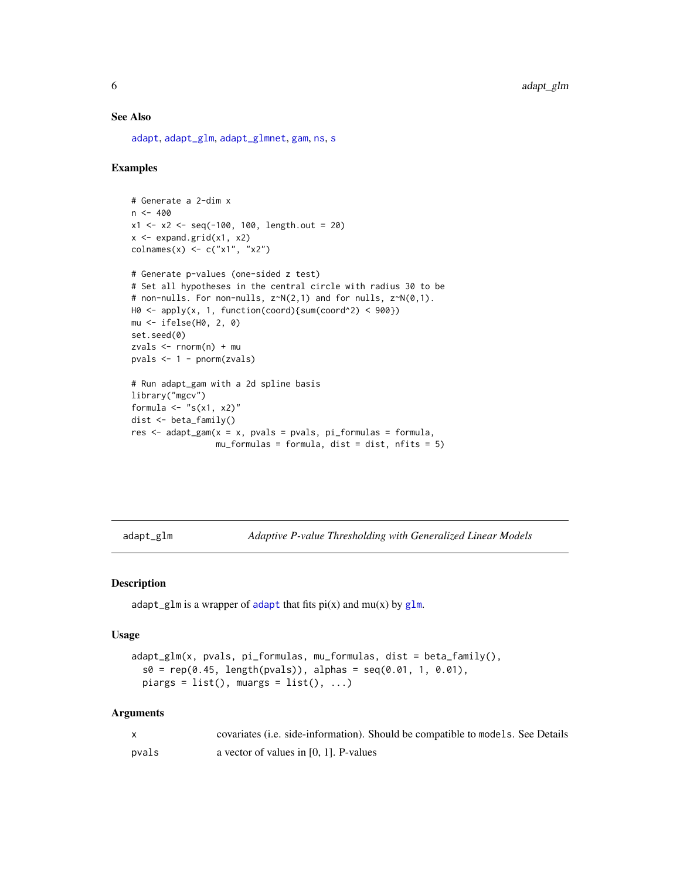## See Also

adapt, adapt_glm, adapt_glmnet, gam, ns, s

## Examples

```
# Generate a 2-dim x
n <- 400
x1 <- x2 <- seq(-100, 100, length.out = 20)
x <- expand.grid(x1, x2)
colnames(x) <- c("x1", "x2")

# Generate p-values (one-sided z test)
# Set all hypotheses in the central circle with radius 30 to be
# non-nulls. For non-nulls, z~N(2,1) and for nulls, z~N(0,1).
H0 <- apply(x, 1, function(coord){sum(coord^2) < 900})
mu <- ifelse(H0, 2, 0)
set.seed(0)
zvals <- rnorm(n) + mu
pvals <- 1 - pnorm(zvals)

# Run adapt_gam with a 2d spline basis
library("mgcv")
formula <- "s(x1, x2)"
dist <- beta_family()
res <- adapt_gam(x = x, pvals = pvals, pi_formulas = formula,
                 mu_formulas = formula, dist = dist, nfits = 5)
```

---

# adapt_glm — *Adaptive P-value Thresholding with Generalized Linear Models*

## Description

adapt_glm is a wrapper of adapt that fits pi(x) and mu(x) by glm.

## Usage

```
adapt_glm(x, pvals, pi_formulas, mu_formulas, dist = beta_family(),
  s0 = rep(0.45, length(pvals)), alphas = seq(0.01, 1, 0.01),
  piargs = list(), muargs = list(), ...)
```

## Arguments

| | |
|---|---|
| x | covariates (i.e. side-information). Should be compatible to models. See Details |
| pvals | a vector of values in [0, 1]. P-values |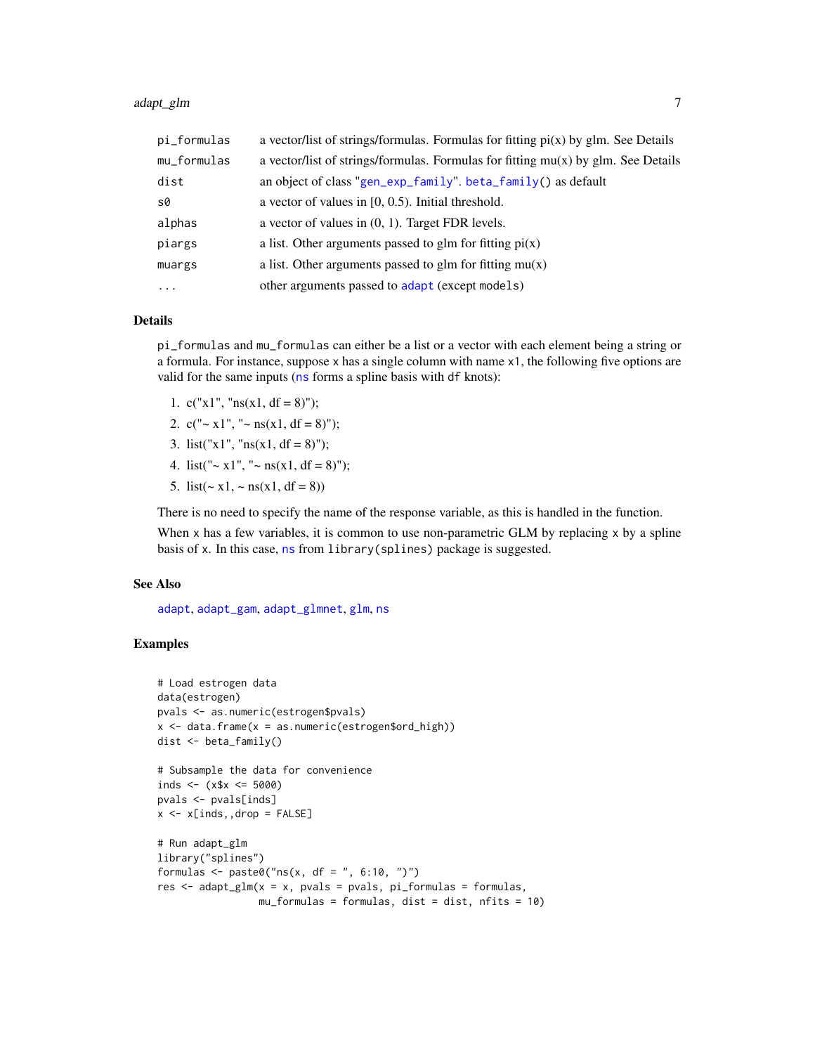| | |
|---|---|
| pi_formulas | a vector/list of strings/formulas. Formulas for fitting pi(x) by glm. See Details |
| mu_formulas | a vector/list of strings/formulas. Formulas for fitting mu(x) by glm. See Details |
| dist | an object of class "gen_exp_family". beta_family() as default |
| s0 | a vector of values in [0, 0.5). Initial threshold. |
| alphas | a vector of values in (0, 1). Target FDR levels. |
| piargs | a list. Other arguments passed to glm for fitting pi(x) |
| muargs | a list. Other arguments passed to glm for fitting mu(x) |
| ... | other arguments passed to adapt (except models) |

## Details

pi_formulas and mu_formulas can either be a list or a vector with each element being a string or a formula. For instance, suppose x has a single column with name x1, the following five options are valid for the same inputs (ns forms a spline basis with df knots):

1. c("x1", "ns(x1, df = 8)");
2. c("~ x1", "~ ns(x1, df = 8)");
3. list("x1", "ns(x1, df = 8)");
4. list("~ x1", "~ ns(x1, df = 8)");
5. list(~ x1, ~ ns(x1, df = 8))

There is no need to specify the name of the response variable, as this is handled in the function.

When x has a few variables, it is common to use non-parametric GLM by replacing x by a spline basis of x. In this case, ns from library(splines) package is suggested.

## See Also

adapt, adapt_gam, adapt_glmnet, glm, ns

## Examples

```
# Load estrogen data
data(estrogen)
pvals <- as.numeric(estrogen$pvals)
x <- data.frame(x = as.numeric(estrogen$ord_high))
dist <- beta_family()

# Subsample the data for convenience
inds <- (x$x <= 5000)
pvals <- pvals[inds]
x <- x[inds,,drop = FALSE]

# Run adapt_glm
library("splines")
formulas <- paste0("ns(x, df = ", 6:10, ")")
res <- adapt_glm(x = x, pvals = pvals, pi_formulas = formulas,
                 mu_formulas = formulas, dist = dist, nfits = 10)
```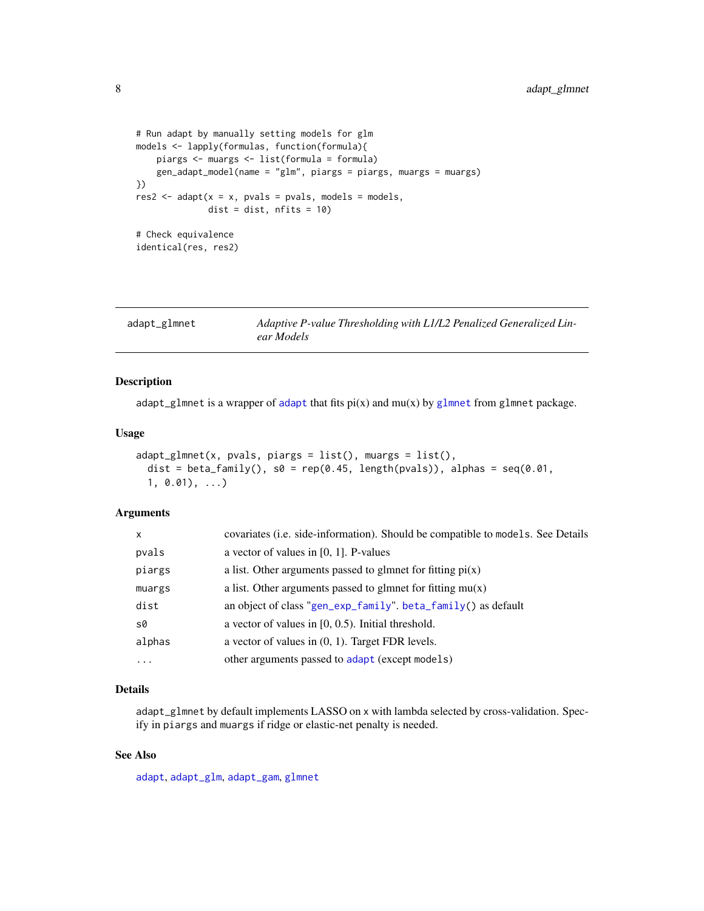```
# Run adapt by manually setting models for glm
models <- lapply(formulas, function(formula){
    piargs <- muargs <- list(formula = formula)
    gen_adapt_model(name = "glm", piargs = piargs, muargs = muargs)
})
res2 <- adapt(x = x, pvals = pvals, models = models,
              dist = dist, nfits = 10)

# Check equivalence
identical(res, res2)
```

---

## adapt_glmnet — *Adaptive P-value Thresholding with L1/L2 Penalized Generalized Linear Models*

---

### Description

adapt_glmnet is a wrapper of adapt that fits pi(x) and mu(x) by glmnet from glmnet package.

### Usage

```
adapt_glmnet(x, pvals, piargs = list(), muargs = list(),
  dist = beta_family(), s0 = rep(0.45, length(pvals)), alphas = seq(0.01,
  1, 0.01), ...)
```

### Arguments

| | |
|---|---|
| x | covariates (i.e. side-information). Should be compatible to models. See Details |
| pvals | a vector of values in [0, 1]. P-values |
| piargs | a list. Other arguments passed to glmnet for fitting pi(x) |
| muargs | a list. Other arguments passed to glmnet for fitting mu(x) |
| dist | an object of class "gen_exp_family". beta_family() as default |
| s0 | a vector of values in [0, 0.5). Initial threshold. |
| alphas | a vector of values in (0, 1). Target FDR levels. |
| ... | other arguments passed to adapt (except models) |

### Details

adapt_glmnet by default implements LASSO on x with lambda selected by cross-validation. Specify in piargs and muargs if ridge or elastic-net penalty is needed.

### See Also

adapt, adapt_glm, adapt_gam, glmnet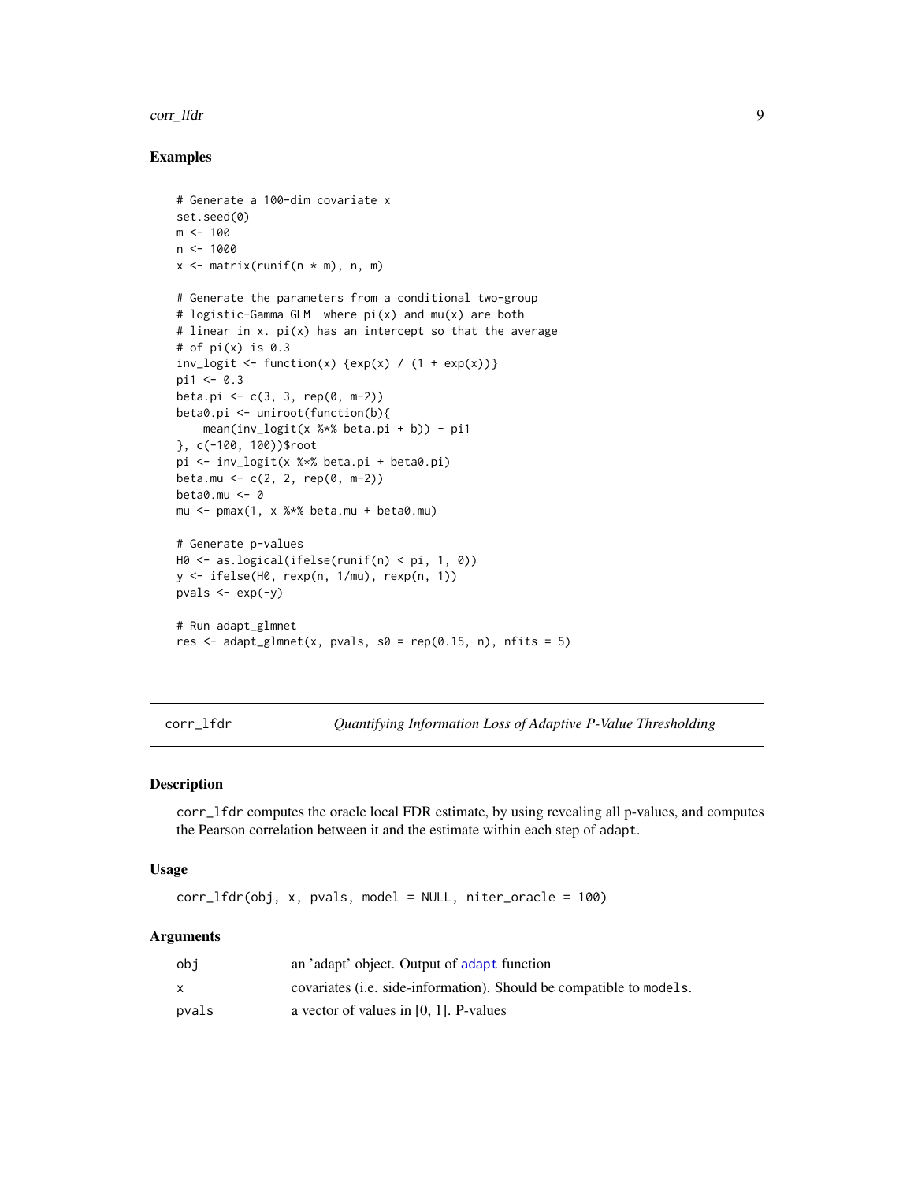### Examples

```
# Generate a 100-dim covariate x
set.seed(0)
m <- 100
n <- 1000
x <- matrix(runif(n * m), n, m)

# Generate the parameters from a conditional two-group
# logistic-Gamma GLM  where pi(x) and mu(x) are both
# linear in x. pi(x) has an intercept so that the average
# of pi(x) is 0.3
inv_logit <- function(x) {exp(x) / (1 + exp(x))}
pi1 <- 0.3
beta.pi <- c(3, 3, rep(0, m-2))
beta0.pi <- uniroot(function(b){
    mean(inv_logit(x %*% beta.pi + b)) - pi1
}, c(-100, 100))$root
pi <- inv_logit(x %*% beta.pi + beta0.pi)
beta.mu <- c(2, 2, rep(0, m-2))
beta0.mu <- 0
mu <- pmax(1, x %*% beta.mu + beta0.mu)

# Generate p-values
H0 <- as.logical(ifelse(runif(n) < pi, 1, 0))
y <- ifelse(H0, rexp(n, 1/mu), rexp(n, 1))
pvals <- exp(-y)

# Run adapt_glmnet
res <- adapt_glmnet(x, pvals, s0 = rep(0.15, n), nfits = 5)
```

---

## corr_lfdr — *Quantifying Information Loss of Adaptive P-Value Thresholding*

### Description

corr_lfdr computes the oracle local FDR estimate, by using revealing all p-values, and computes the Pearson correlation between it and the estimate within each step of adapt.

### Usage

```
corr_lfdr(obj, x, pvals, model = NULL, niter_oracle = 100)
```

### Arguments

| | |
|---|---|
| obj | an 'adapt' object. Output of adapt function |
| x | covariates (i.e. side-information). Should be compatible to models. |
| pvals | a vector of values in [0, 1]. P-values |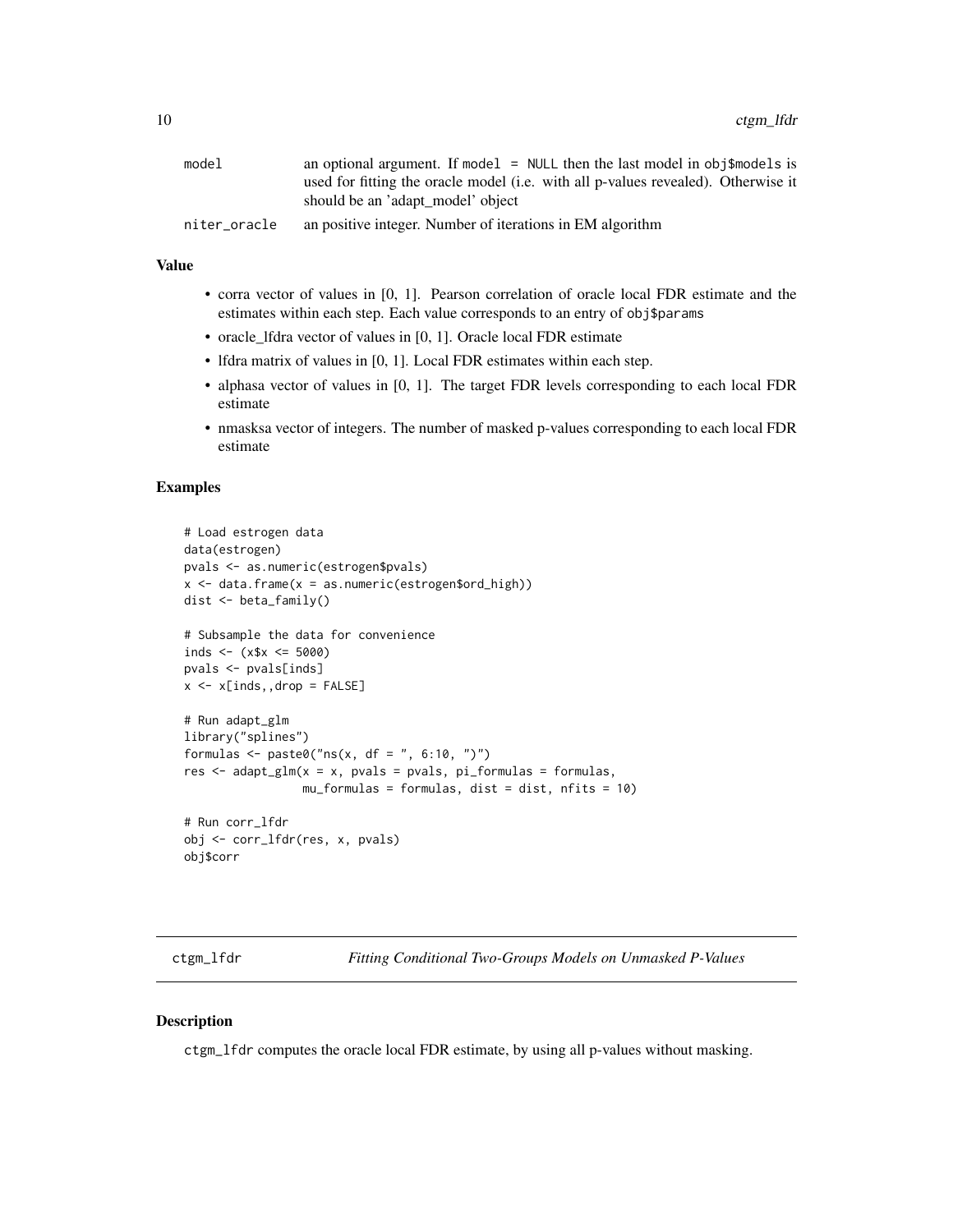| | |
|---|---|
| model | an optional argument. If model = NULL then the last model in obj$models is used for fitting the oracle model (i.e. with all p-values revealed). Otherwise it should be an 'adapt_model' object |
| niter_oracle | an positive integer. Number of iterations in EM algorithm |

### Value

- corra vector of values in [0, 1]. Pearson correlation of oracle local FDR estimate and the estimates within each step. Each value corresponds to an entry of obj$params
- oracle_lfdra vector of values in [0, 1]. Oracle local FDR estimate
- lfdra matrix of values in [0, 1]. Local FDR estimates within each step.
- alphasa vector of values in [0, 1]. The target FDR levels corresponding to each local FDR estimate
- nmasksa vector of integers. The number of masked p-values corresponding to each local FDR estimate

### Examples

```
# Load estrogen data
data(estrogen)
pvals <- as.numeric(estrogen$pvals)
x <- data.frame(x = as.numeric(estrogen$ord_high))
dist <- beta_family()

# Subsample the data for convenience
inds <- (x$x <= 5000)
pvals <- pvals[inds]
x <- x[inds,,drop = FALSE]

# Run adapt_glm
library("splines")
formulas <- paste0("ns(x, df = ", 6:10, ")")
res <- adapt_glm(x = x, pvals = pvals, pi_formulas = formulas,
                 mu_formulas = formulas, dist = dist, nfits = 10)

# Run corr_lfdr
obj <- corr_lfdr(res, x, pvals)
obj$corr
```

---

## ctgm_lfdr    *Fitting Conditional Two-Groups Models on Unmasked P-Values*

### Description

ctgm_lfdr computes the oracle local FDR estimate, by using all p-values without masking.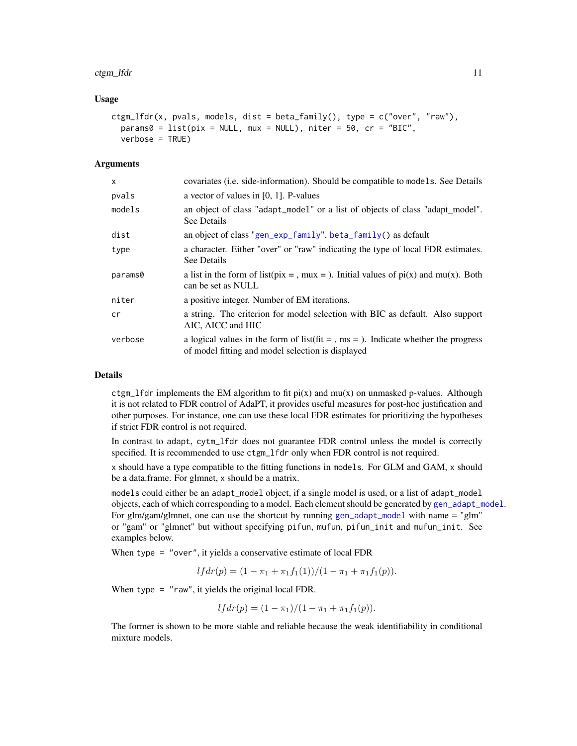### Usage

```
ctgm_lfdr(x, pvals, models, dist = beta_family(), type = c("over", "raw"),
  params0 = list(pix = NULL, mux = NULL), niter = 50, cr = "BIC",
  verbose = TRUE)
```

### Arguments

| | |
|---|---|
| x | covariates (i.e. side-information). Should be compatible to models. See Details |
| pvals | a vector of values in [0, 1]. P-values |
| models | an object of class "adapt_model" or a list of objects of class "adapt_model". See Details |
| dist | an object of class "gen_exp_family". beta_family() as default |
| type | a character. Either "over" or "raw" indicating the type of local FDR estimates. See Details |
| params0 | a list in the form of list(pix = , mux = ). Initial values of pi(x) and mu(x). Both can be set as NULL |
| niter | a positive integer. Number of EM iterations. |
| cr | a string. The criterion for model selection with BIC as default. Also support AIC, AICC and HIC |
| verbose | a logical values in the form of list(fit = , ms = ). Indicate whether the progress of model fitting and model selection is displayed |

### Details

ctgm_lfdr implements the EM algorithm to fit pi(x) and mu(x) on unmasked p-values. Although it is not related to FDR control of AdaPT, it provides useful measures for post-hoc justification and other purposes. For instance, one can use these local FDR estimates for prioritizing the hypotheses if strict FDR control is not required.

In contrast to adapt, cytm_lfdr does not guarantee FDR control unless the model is correctly specified. It is recommended to use ctgm_lfdr only when FDR control is not required.

x should have a type compatible to the fitting functions in models. For GLM and GAM, x should be a data.frame. For glmnet, x should be a matrix.

models could either be an adapt_model object, if a single model is used, or a list of adapt_model objects, each of which corresponding to a model. Each element should be generated by gen_adapt_model. For glm/gam/glmnet, one can use the shortcut by running gen_adapt_model with name = "glm" or "gam" or "glmnet" but without specifying pifun, mufun, pifun_init and mufun_init. See examples below.

When type = "over", it yields a conservative estimate of local FDR

$$lfdr(p) = (1 - \pi_1 + \pi_1 f_1(1))/(1 - \pi_1 + \pi_1 f_1(p)).$$

When type = "raw", it yields the original local FDR.

$$lfdr(p) = (1 - \pi_1)/(1 - \pi_1 + \pi_1 f_1(p)).$$

The former is shown to be more stable and reliable because the weak identifiability in conditional mixture models.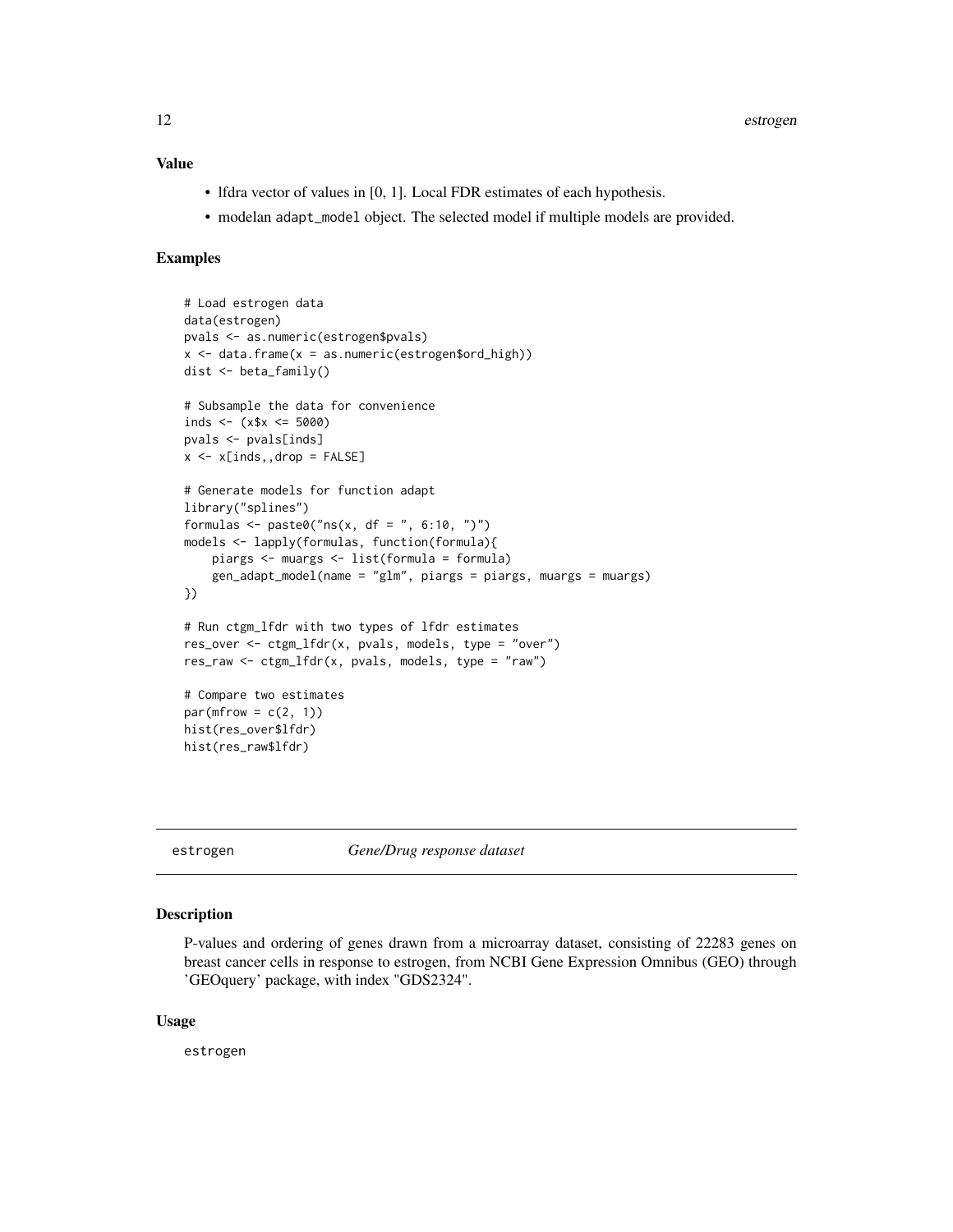## Value

- lfdra vector of values in [0, 1]. Local FDR estimates of each hypothesis.
- modelan `adapt_model` object. The selected model if multiple models are provided.

## Examples

```
# Load estrogen data
data(estrogen)
pvals <- as.numeric(estrogen$pvals)
x <- data.frame(x = as.numeric(estrogen$ord_high))
dist <- beta_family()

# Subsample the data for convenience
inds <- (x$x <= 5000)
pvals <- pvals[inds]
x <- x[inds,,drop = FALSE]

# Generate models for function adapt
library("splines")
formulas <- paste0("ns(x, df = ", 6:10, ")")
models <- lapply(formulas, function(formula){
    piargs <- muargs <- list(formula = formula)
    gen_adapt_model(name = "glm", piargs = piargs, muargs = muargs)
})

# Run ctgm_lfdr with two types of lfdr estimates
res_over <- ctgm_lfdr(x, pvals, models, type = "over")
res_raw <- ctgm_lfdr(x, pvals, models, type = "raw")

# Compare two estimates
par(mfrow = c(2, 1))
hist(res_over$lfdr)
hist(res_raw$lfdr)
```

---

# estrogen — *Gene/Drug response dataset*

## Description

P-values and ordering of genes drawn from a microarray dataset, consisting of 22283 genes on breast cancer cells in response to estrogen, from NCBI Gene Expression Omnibus (GEO) through 'GEOquery' package, with index "GDS2324".

## Usage

```
estrogen
```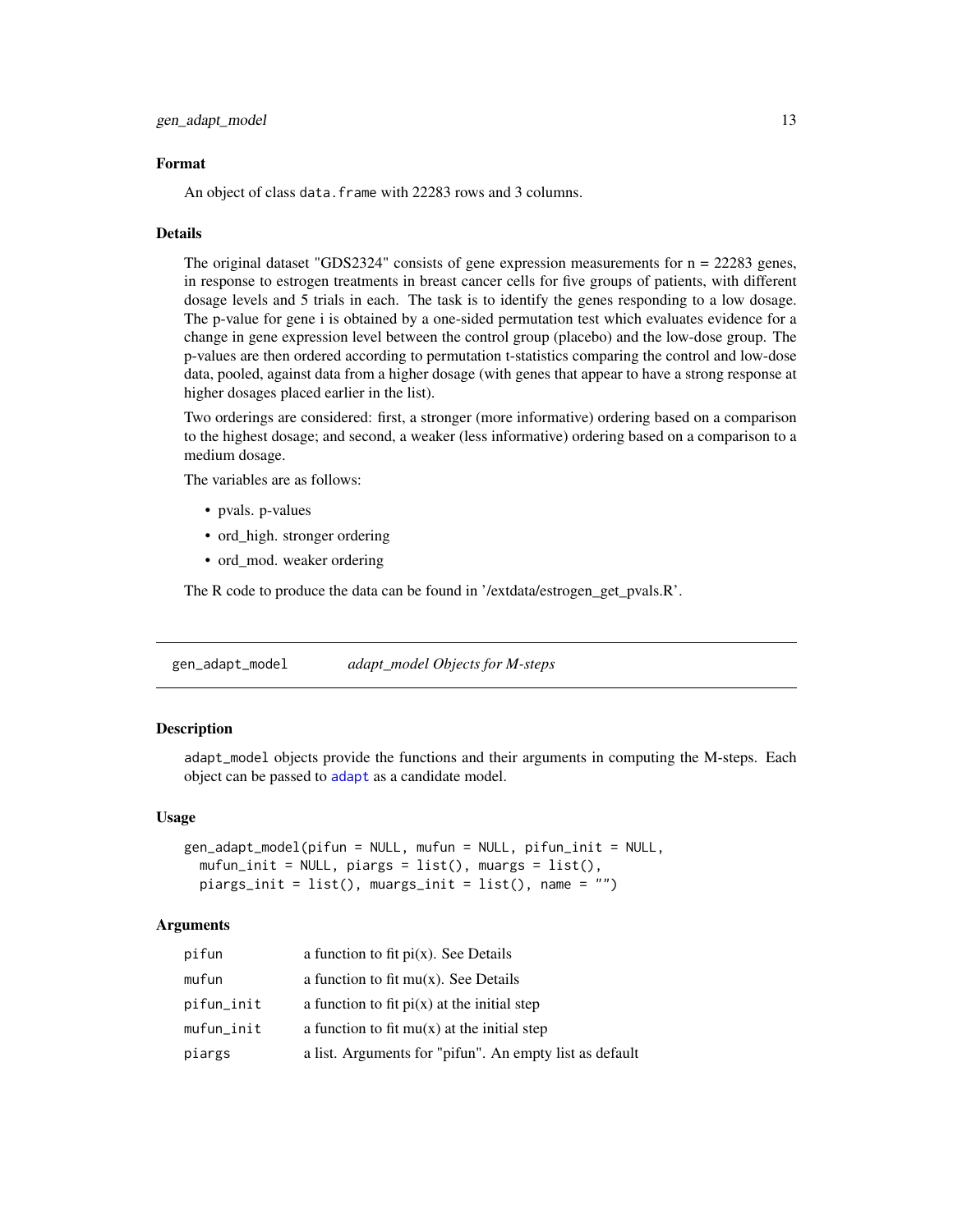### Format

An object of class `data.frame` with 22283 rows and 3 columns.

### Details

The original dataset "GDS2324" consists of gene expression measurements for n = 22283 genes, in response to estrogen treatments in breast cancer cells for five groups of patients, with different dosage levels and 5 trials in each. The task is to identify the genes responding to a low dosage. The p-value for gene i is obtained by a one-sided permutation test which evaluates evidence for a change in gene expression level between the control group (placebo) and the low-dose group. The p-values are then ordered according to permutation t-statistics comparing the control and low-dose data, pooled, against data from a higher dosage (with genes that appear to have a strong response at higher dosages placed earlier in the list).

Two orderings are considered: first, a stronger (more informative) ordering based on a comparison to the highest dosage; and second, a weaker (less informative) ordering based on a comparison to a medium dosage.

The variables are as follows:

- pvals. p-values
- ord_high. stronger ordering
- ord_mod. weaker ordering

The R code to produce the data can be found in '/extdata/estrogen_get_pvals.R'.

---

## gen_adapt_model — *adapt_model Objects for M-steps*

### Description

`adapt_model` objects provide the functions and their arguments in computing the M-steps. Each object can be passed to `adapt` as a candidate model.

### Usage

```
gen_adapt_model(pifun = NULL, mufun = NULL, pifun_init = NULL,
  mufun_init = NULL, piargs = list(), muargs = list(),
  piargs_init = list(), muargs_init = list(), name = "")
```

### Arguments

| | |
|---|---|
| `pifun` | a function to fit pi(x). See Details |
| `mufun` | a function to fit mu(x). See Details |
| `pifun_init` | a function to fit pi(x) at the initial step |
| `mufun_init` | a function to fit mu(x) at the initial step |
| `piargs` | a list. Arguments for "pifun". An empty list as default |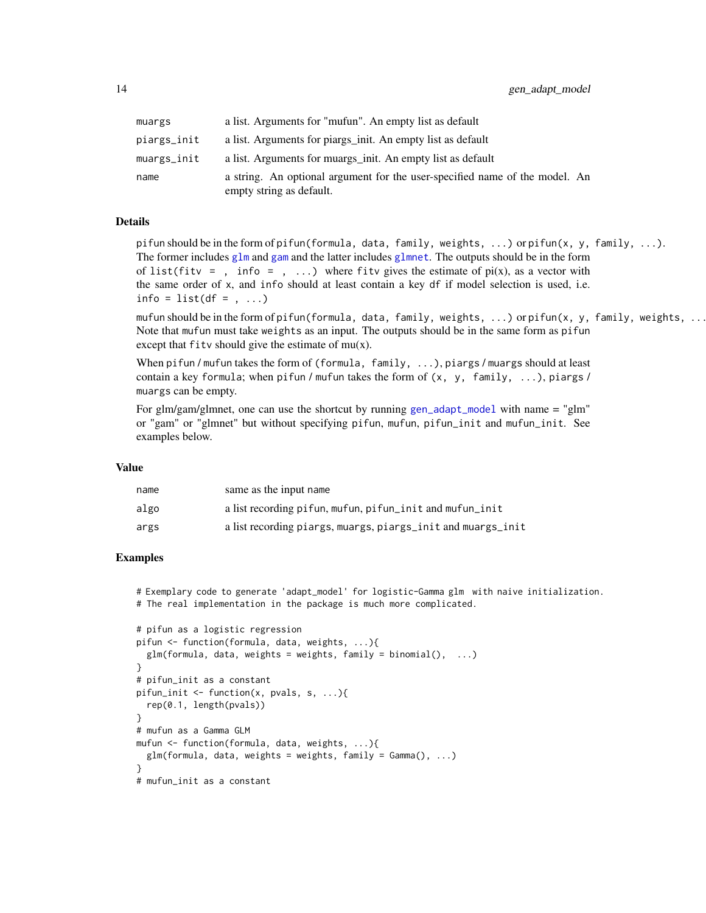| | |
|---|---|
| muargs | a list. Arguments for "mufun". An empty list as default |
| piargs_init | a list. Arguments for piargs_init. An empty list as default |
| muargs_init | a list. Arguments for muargs_init. An empty list as default |
| name | a string. An optional argument for the user-specified name of the model. An empty string as default. |

## Details

pifun should be in the form of pifun(formula, data, family, weights, ...) or pifun(x, y, family, ...). The former includes glm and gam and the latter includes glmnet. The outputs should be in the form of list(fitv = , info = , ...) where fitv gives the estimate of pi(x), as a vector with the same order of x, and info should at least contain a key df if model selection is used, i.e. info = list(df = , ...)

mufun should be in the form of pifun(formula, data, family, weights, ...) or pifun(x, y, family, weights, ... Note that mufun must take weights as an input. The outputs should be in the same form as pifun except that fitv should give the estimate of mu(x).

When pifun / mufun takes the form of (formula, family, ...), piargs / muargs should at least contain a key formula; when pifun / mufun takes the form of (x, y, family, ...), piargs / muargs can be empty.

For glm/gam/glmnet, one can use the shortcut by running gen_adapt_model with name = "glm" or "gam" or "glmnet" but without specifying pifun, mufun, pifun_init and mufun_init. See examples below.

## Value

| | |
|---|---|
| name | same as the input name |
| algo | a list recording pifun, mufun, pifun_init and mufun_init |
| args | a list recording piargs, muargs, piargs_init and muargs_init |

## Examples

```
# Exemplary code to generate 'adapt_model' for logistic-Gamma glm  with naive initialization.
# The real implementation in the package is much more complicated.

# pifun as a logistic regression
pifun <- function(formula, data, weights, ...){
  glm(formula, data, weights = weights, family = binomial(),  ...)
}
# pifun_init as a constant
pifun_init <- function(x, pvals, s, ...){
  rep(0.1, length(pvals))
}
# mufun as a Gamma GLM
mufun <- function(formula, data, weights, ...){
  glm(formula, data, weights = weights, family = Gamma(), ...)
}
# mufun_init as a constant
```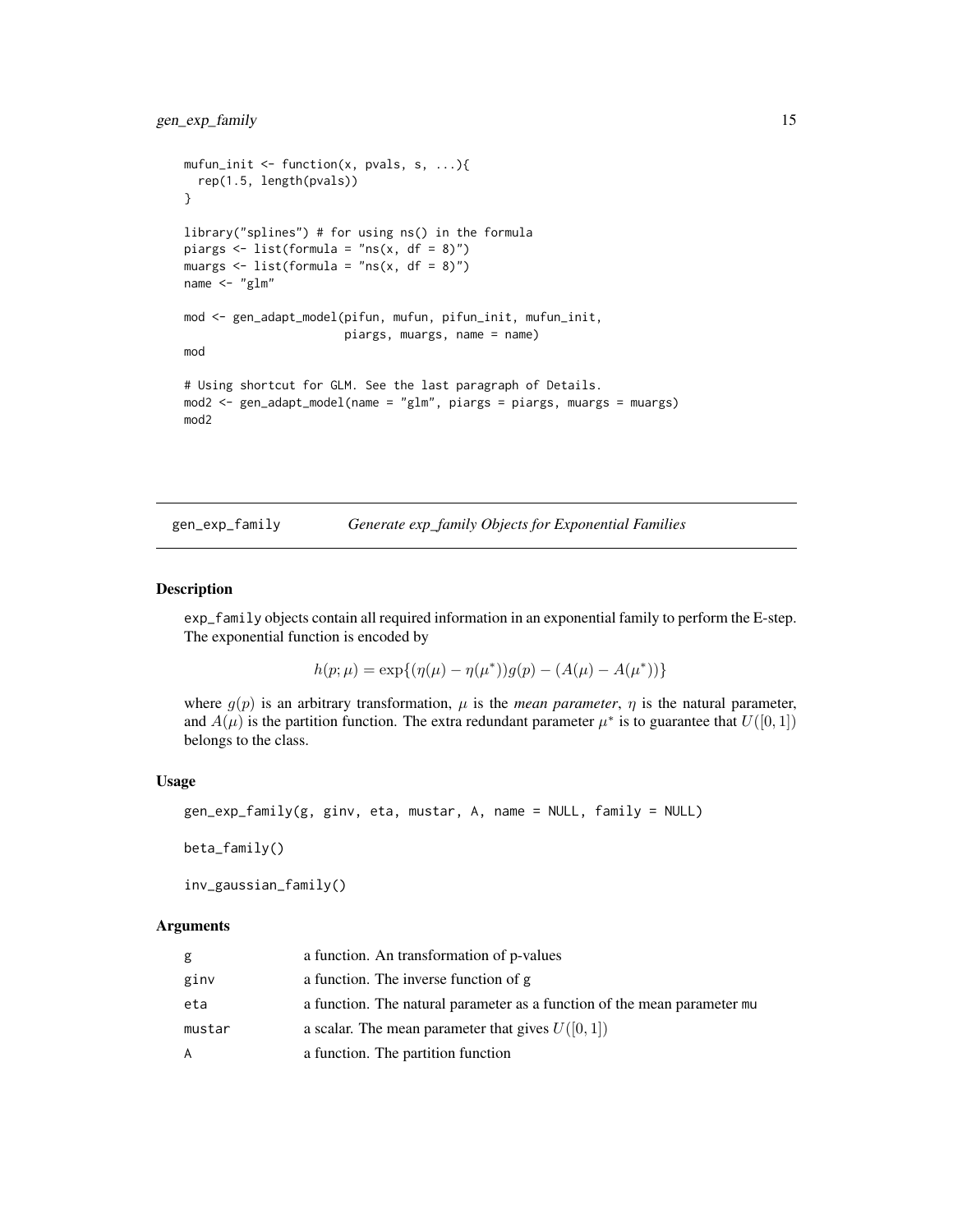```
mufun_init <- function(x, pvals, s, ...){
  rep(1.5, length(pvals))
}

library("splines") # for using ns() in the formula
piargs <- list(formula = "ns(x, df = 8)")
muargs <- list(formula = "ns(x, df = 8)")
name <- "glm"

mod <- gen_adapt_model(pifun, mufun, pifun_init, mufun_init,
                       piargs, muargs, name = name)
mod

# Using shortcut for GLM. See the last paragraph of Details.
mod2 <- gen_adapt_model(name = "glm", piargs = piargs, muargs = muargs)
mod2
```

## gen_exp_family — *Generate exp_family Objects for Exponential Families*

### Description

exp_family objects contain all required information in an exponential family to perform the E-step. The exponential function is encoded by

$$h(p; \mu) = \exp\{(\eta(\mu) - \eta(\mu^*))g(p) - (A(\mu) - A(\mu^*))\}$$

where $g(p)$ is an arbitrary transformation, $\mu$ is the *mean parameter*, $\eta$ is the natural parameter, and $A(\mu)$ is the partition function. The extra redundant parameter $\mu^*$ is to guarantee that $U([0, 1])$ belongs to the class.

### Usage

```
gen_exp_family(g, ginv, eta, mustar, A, name = NULL, family = NULL)

beta_family()

inv_gaussian_family()
```

### Arguments

| | |
|---|---|
| g | a function. An transformation of p-values |
| ginv | a function. The inverse function of g |
| eta | a function. The natural parameter as a function of the mean parameter mu |
| mustar | a scalar. The mean parameter that gives $U([0, 1])$ |
| A | a function. The partition function |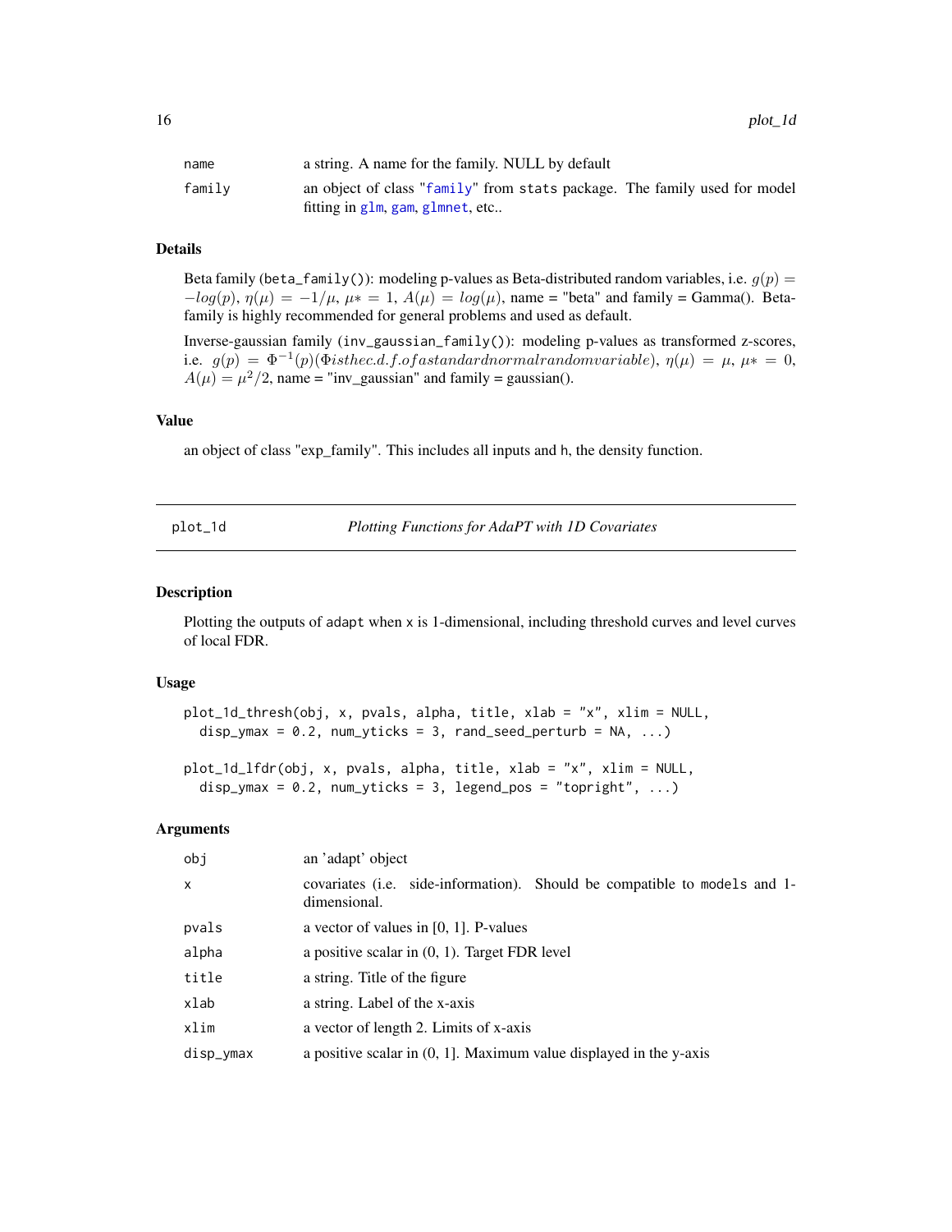| | |
|---|---|
| name | a string. A name for the family. NULL by default |
| family | an object of class "family" from stats package. The family used for model fitting in glm, gam, glmnet, etc.. |

### Details

Beta family (beta_family()): modeling p-values as Beta-distributed random variables, i.e. $g(p) = -log(p)$, $\eta(\mu) = -1/\mu$, $\mu* = 1$, $A(\mu) = log(\mu)$, name = "beta" and family = Gamma(). Beta-family is highly recommended for general problems and used as default.

Inverse-gaussian family (inv_gaussian_family()): modeling p-values as transformed z-scores, i.e. $g(p) = \Phi^{-1}(p) (\Phi is the c.d.f. of a standard normal random variable)$, $\eta(\mu) = \mu$, $\mu* = 0$, $A(\mu) = \mu^2/2$, name = "inv_gaussian" and family = gaussian().

### Value

an object of class "exp_family". This includes all inputs and h, the density function.

---

## plot_1d — *Plotting Functions for AdaPT with 1D Covariates*

### Description

Plotting the outputs of adapt when x is 1-dimensional, including threshold curves and level curves of local FDR.

### Usage

```
plot_1d_thresh(obj, x, pvals, alpha, title, xlab = "x", xlim = NULL,
  disp_ymax = 0.2, num_yticks = 3, rand_seed_perturb = NA, ...)

plot_1d_lfdr(obj, x, pvals, alpha, title, xlab = "x", xlim = NULL,
  disp_ymax = 0.2, num_yticks = 3, legend_pos = "topright", ...)
```

### Arguments

| | |
|---|---|
| obj | an 'adapt' object |
| x | covariates (i.e. side-information). Should be compatible to models and 1-dimensional. |
| pvals | a vector of values in [0, 1]. P-values |
| alpha | a positive scalar in (0, 1). Target FDR level |
| title | a string. Title of the figure |
| xlab | a string. Label of the x-axis |
| xlim | a vector of length 2. Limits of x-axis |
| disp_ymax | a positive scalar in (0, 1]. Maximum value displayed in the y-axis |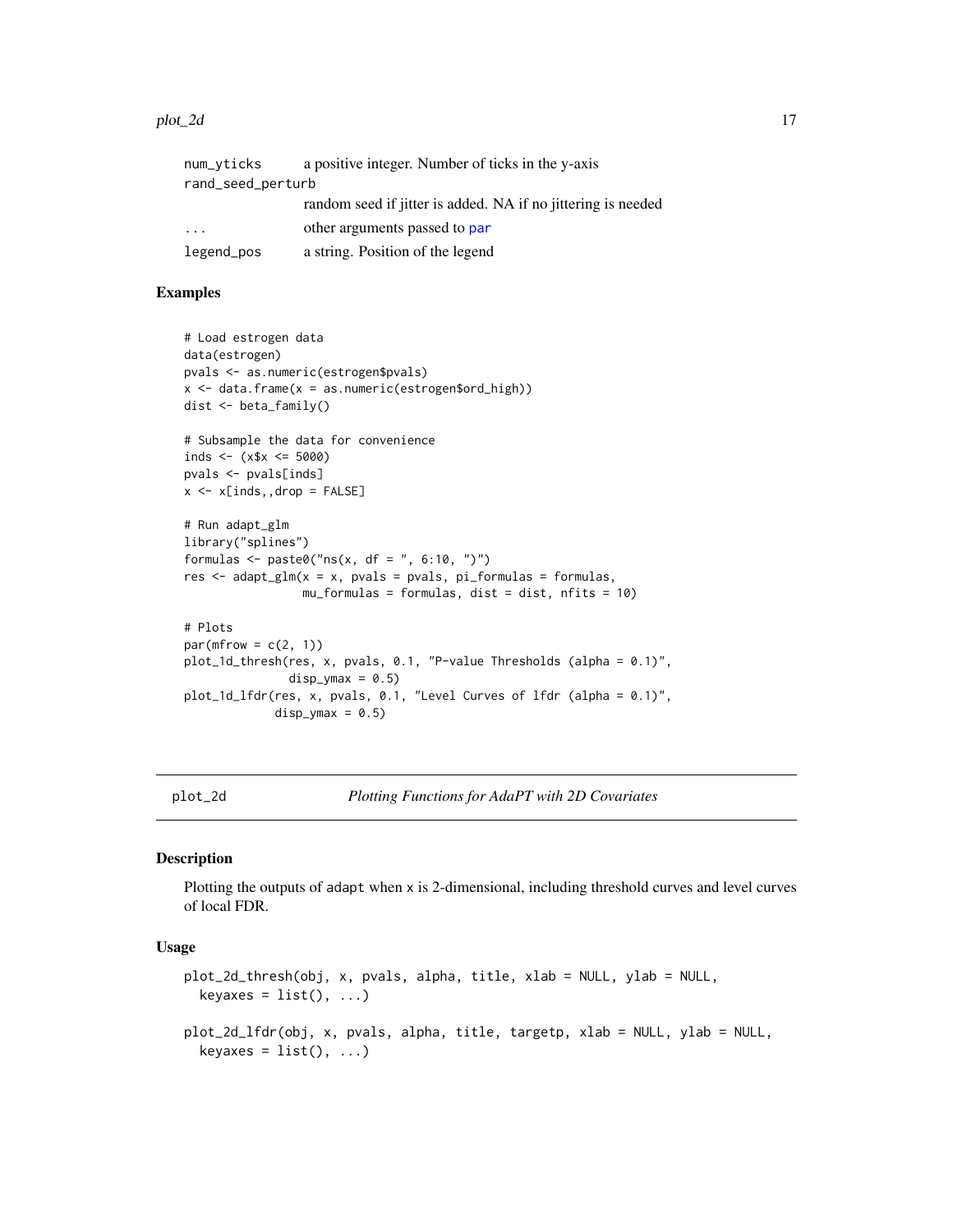| | |
|---|---|
| num_yticks | a positive integer. Number of ticks in the y-axis |
| rand_seed_perturb | random seed if jitter is added. NA if no jittering is needed |
| ... | other arguments passed to par |
| legend_pos | a string. Position of the legend |

### Examples

```
# Load estrogen data
data(estrogen)
pvals <- as.numeric(estrogen$pvals)
x <- data.frame(x = as.numeric(estrogen$ord_high))
dist <- beta_family()

# Subsample the data for convenience
inds <- (x$x <= 5000)
pvals <- pvals[inds]
x <- x[inds,,drop = FALSE]

# Run adapt_glm
library("splines")
formulas <- paste0("ns(x, df = ", 6:10, ")")
res <- adapt_glm(x = x, pvals = pvals, pi_formulas = formulas,
                 mu_formulas = formulas, dist = dist, nfits = 10)

# Plots
par(mfrow = c(2, 1))
plot_1d_thresh(res, x, pvals, 0.1, "P-value Thresholds (alpha = 0.1)",
               disp_ymax = 0.5)
plot_1d_lfdr(res, x, pvals, 0.1, "Level Curves of lfdr (alpha = 0.1)",
             disp_ymax = 0.5)
```

---

## plot_2d — *Plotting Functions for AdaPT with 2D Covariates*

### Description

Plotting the outputs of adapt when x is 2-dimensional, including threshold curves and level curves of local FDR.

### Usage

```
plot_2d_thresh(obj, x, pvals, alpha, title, xlab = NULL, ylab = NULL,
  keyaxes = list(), ...)

plot_2d_lfdr(obj, x, pvals, alpha, title, targetp, xlab = NULL, ylab = NULL,
  keyaxes = list(), ...)
```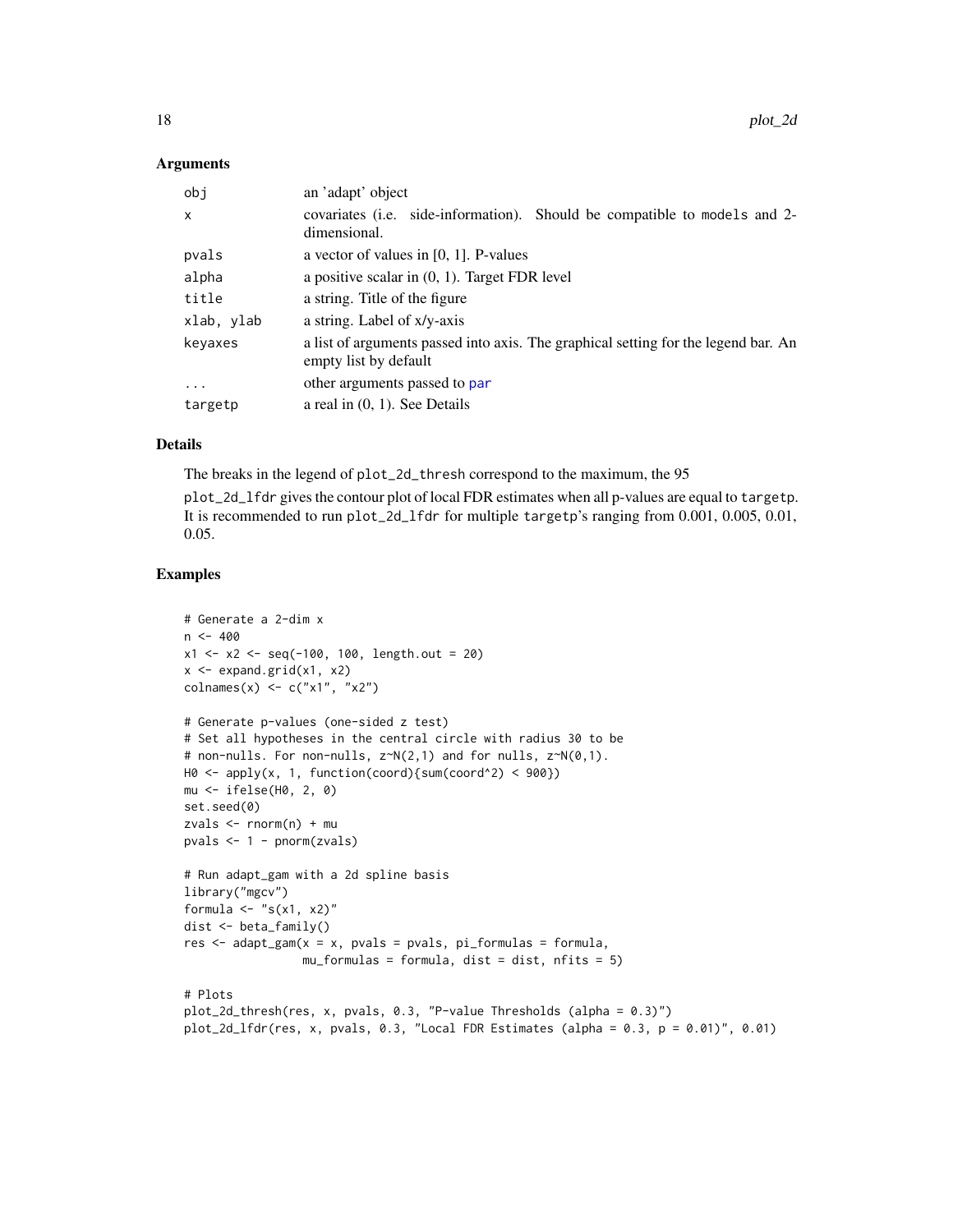## Arguments

| | |
|---|---|
| obj | an 'adapt' object |
| x | covariates (i.e. side-information). Should be compatible to models and 2-dimensional. |
| pvals | a vector of values in [0, 1]. P-values |
| alpha | a positive scalar in (0, 1). Target FDR level |
| title | a string. Title of the figure |
| xlab, ylab | a string. Label of x/y-axis |
| keyaxes | a list of arguments passed into axis. The graphical setting for the legend bar. An empty list by default |
| ... | other arguments passed to par |
| targetp | a real in (0, 1). See Details |

## Details

The breaks in the legend of plot_2d_thresh correspond to the maximum, the 95

plot_2d_lfdr gives the contour plot of local FDR estimates when all p-values are equal to targetp. It is recommended to run plot_2d_lfdr for multiple targetp's ranging from 0.001, 0.005, 0.01, 0.05.

## Examples

```
# Generate a 2-dim x
n <- 400
x1 <- x2 <- seq(-100, 100, length.out = 20)
x <- expand.grid(x1, x2)
colnames(x) <- c("x1", "x2")

# Generate p-values (one-sided z test)
# Set all hypotheses in the central circle with radius 30 to be
# non-nulls. For non-nulls, z~N(2,1) and for nulls, z~N(0,1).
H0 <- apply(x, 1, function(coord){sum(coord^2) < 900})
mu <- ifelse(H0, 2, 0)
set.seed(0)
zvals <- rnorm(n) + mu
pvals <- 1 - pnorm(zvals)

# Run adapt_gam with a 2d spline basis
library("mgcv")
formula <- "s(x1, x2)"
dist <- beta_family()
res <- adapt_gam(x = x, pvals = pvals, pi_formulas = formula,
                 mu_formulas = formula, dist = dist, nfits = 5)

# Plots
plot_2d_thresh(res, x, pvals, 0.3, "P-value Thresholds (alpha = 0.3)")
plot_2d_lfdr(res, x, pvals, 0.3, "Local FDR Estimates (alpha = 0.3, p = 0.01)", 0.01)
```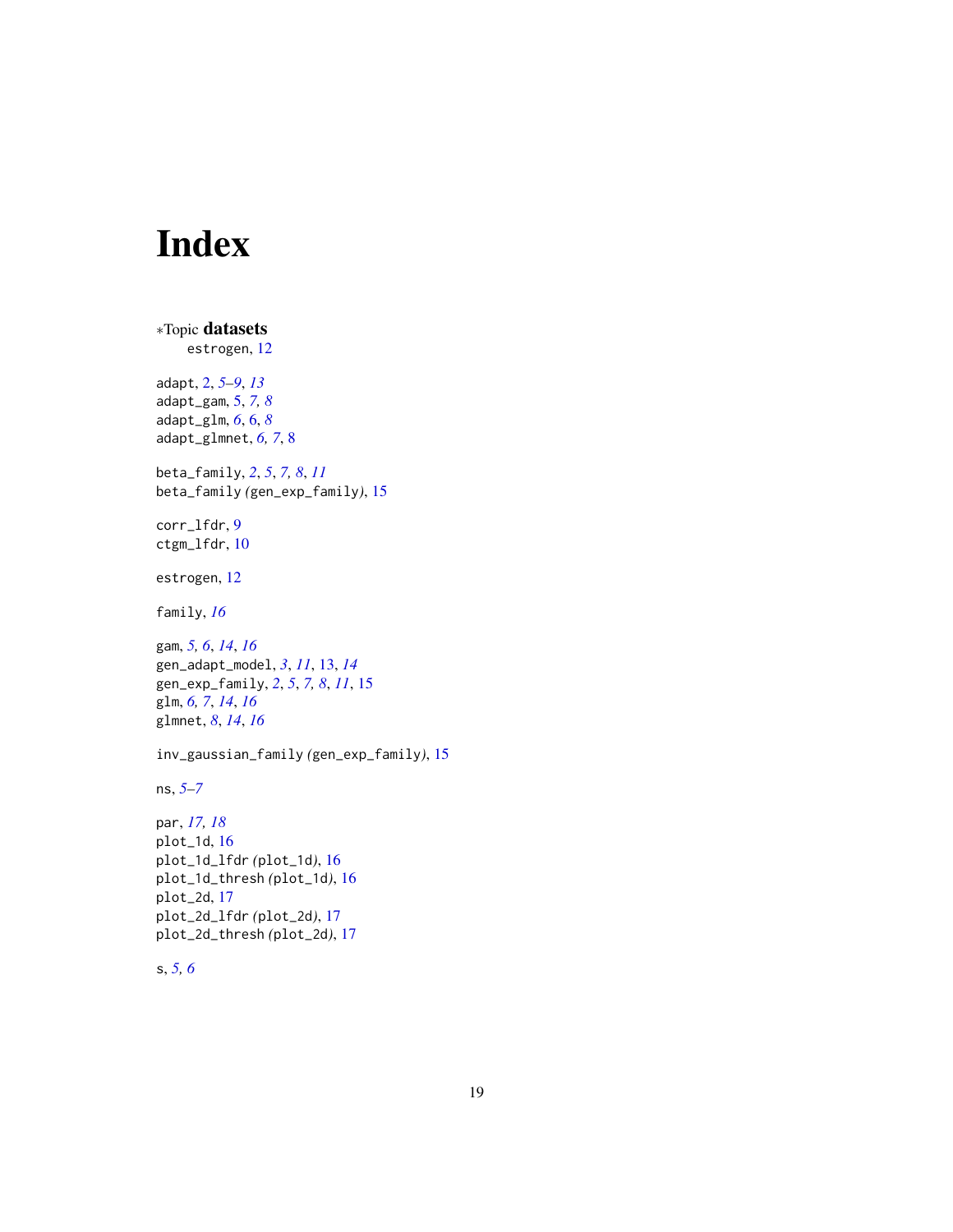# Index

*Topic **datasets**
    estrogen, 12

adapt, 2, *5–9*, *13*
adapt_gam, 5, *7, 8*
adapt_glm, *6*, 6, *8*
adapt_glmnet, *6, 7*, 8

beta_family, *2*, *5*, *7, 8*, *11*
beta_family *(*gen_exp_family*)*, 15

corr_lfdr, 9
ctgm_lfdr, 10

estrogen, 12

family, *16*

gam, *5, 6*, *14*, *16*
gen_adapt_model, *3*, *11*, 13, *14*
gen_exp_family, *2*, *5*, *7, 8*, *11*, 15
glm, *6, 7*, *14*, *16*
glmnet, *8*, *14*, *16*

inv_gaussian_family *(*gen_exp_family*)*, 15

ns, *5–7*

par, *17, 18*
plot_1d, 16
plot_1d_lfdr *(*plot_1d*)*, 16
plot_1d_thresh *(*plot_1d*)*, 16
plot_2d, 17
plot_2d_lfdr *(*plot_2d*)*, 17
plot_2d_thresh *(*plot_2d*)*, 17

s, *5, 6*